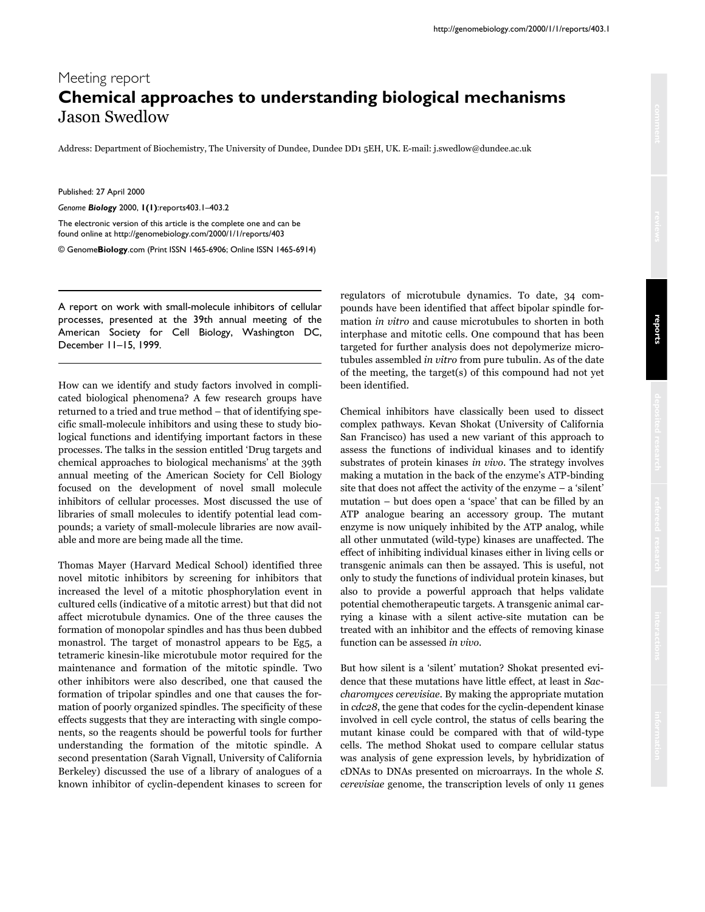Meeting report

# Chemical approaches to understanding biological mechanisms

Jason Swedlow

Address: Department of Biochemistry, The University of Dundee, Dundee DD1 5EH, UK. E-mail: j.swedlow@dundee.ac.uk

Published: 27 April 2000

*Genome **Biology*** 2000, **1(1)**:reports403.1–403.2

The electronic version of this article is the complete one and can be found online at http://genomebiology.com/2000/1/1/reports/403

© Genome**Biology**.com (Print ISSN 1465-6906; Online ISSN 1465-6914)

---

A report on work with small-molecule inhibitors of cellular processes, presented at the 39th annual meeting of the American Society for Cell Biology, Washington DC, December 11–15, 1999.

---

How can we identify and study factors involved in complicated biological phenomena? A few research groups have returned to a tried and true method – that of identifying specific small-molecule inhibitors and using these to study biological functions and identifying important factors in these processes. The talks in the session entitled 'Drug targets and chemical approaches to biological mechanisms' at the 39th annual meeting of the American Society for Cell Biology focused on the development of novel small molecule inhibitors of cellular processes. Most discussed the use of libraries of small molecules to identify potential lead compounds; a variety of small-molecule libraries are now available and more are being made all the time.

Thomas Mayer (Harvard Medical School) identified three novel mitotic inhibitors by screening for inhibitors that increased the level of a mitotic phosphorylation event in cultured cells (indicative of a mitotic arrest) but that did not affect microtubule dynamics. One of the three causes the formation of monopolar spindles and has thus been dubbed monastrol. The target of monastrol appears to be Eg5, a tetrameric kinesin-like microtubule motor required for the maintenance and formation of the mitotic spindle. Two other inhibitors were also described, one that caused the formation of tripolar spindles and one that causes the formation of poorly organized spindles. The specificity of these effects suggests that they are interacting with single components, so the reagents should be powerful tools for further understanding the formation of the mitotic spindle. A second presentation (Sarah Vignall, University of California Berkeley) discussed the use of a library of analogues of a known inhibitor of cyclin-dependent kinases to screen for regulators of microtubule dynamics. To date, 34 compounds have been identified that affect bipolar spindle formation *in vitro* and cause microtubules to shorten in both interphase and mitotic cells. One compound that has been targeted for further analysis does not depolymerize microtubules assembled *in vitro* from pure tubulin. As of the date of the meeting, the target(s) of this compound had not yet been identified.

Chemical inhibitors have classically been used to dissect complex pathways. Kevan Shokat (University of California San Francisco) has used a new variant of this approach to assess the functions of individual kinases and to identify substrates of protein kinases *in vivo*. The strategy involves making a mutation in the back of the enzyme's ATP-binding site that does not affect the activity of the enzyme – a 'silent' mutation – but does open a 'space' that can be filled by an ATP analogue bearing an accessory group. The mutant enzyme is now uniquely inhibited by the ATP analog, while all other unmutated (wild-type) kinases are unaffected. The effect of inhibiting individual kinases either in living cells or transgenic animals can then be assayed. This is useful, not only to study the functions of individual protein kinases, but also to provide a powerful approach that helps validate potential chemotherapeutic targets. A transgenic animal carrying a kinase with a silent active-site mutation can be treated with an inhibitor and the effects of removing kinase function can be assessed *in vivo*.

But how silent is a 'silent' mutation? Shokat presented evidence that these mutations have little effect, at least in *Saccharomyces cerevisiae*. By making the appropriate mutation in *cdc28*, the gene that codes for the cyclin-dependent kinase involved in cell cycle control, the status of cells bearing the mutant kinase could be compared with that of wild-type cells. The method Shokat used to compare cellular status was analysis of gene expression levels, by hybridization of cDNAs to DNAs presented on microarrays. In the whole *S. cerevisiae* genome, the transcription levels of only 11 genes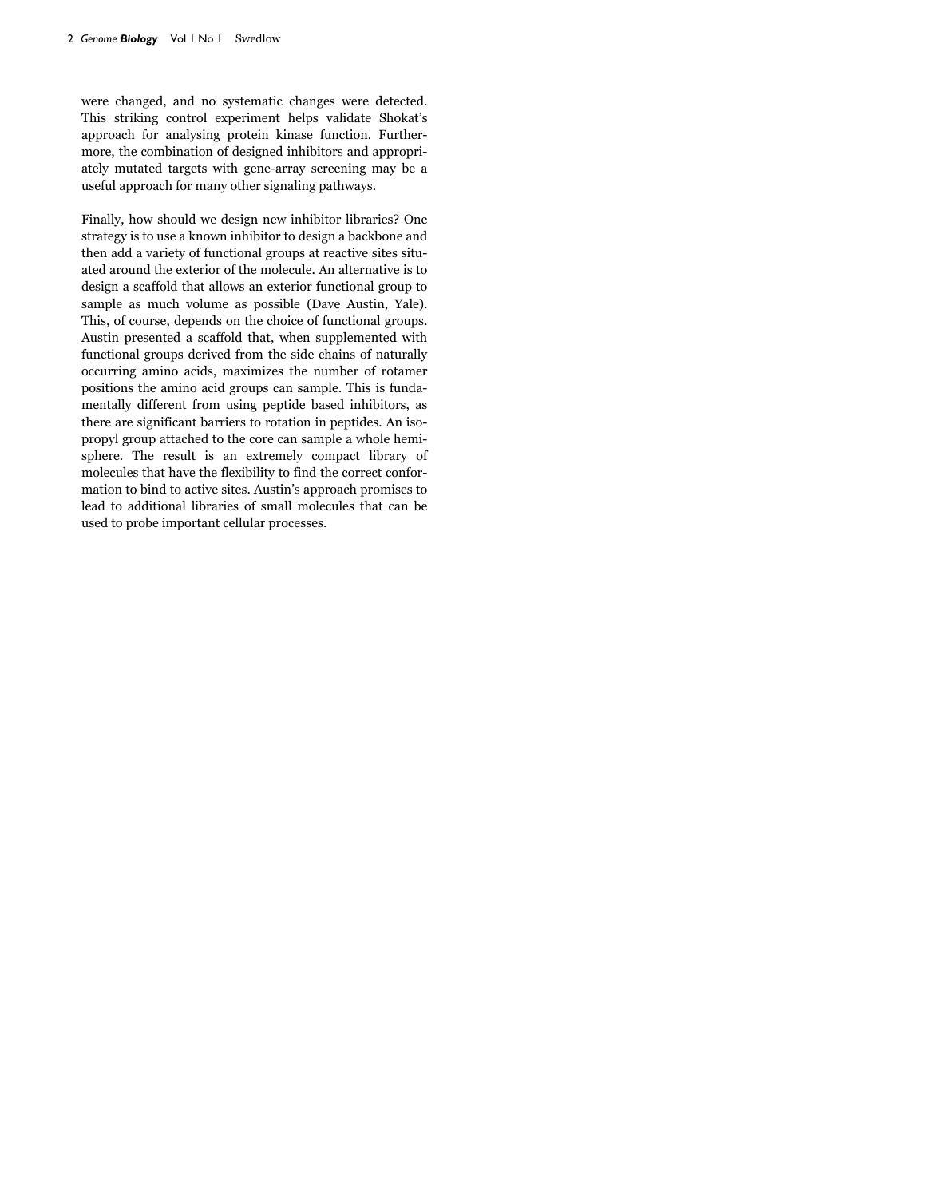were changed, and no systematic changes were detected. This striking control experiment helps validate Shokat's approach for analysing protein kinase function. Furthermore, the combination of designed inhibitors and appropriately mutated targets with gene-array screening may be a useful approach for many other signaling pathways.

Finally, how should we design new inhibitor libraries? One strategy is to use a known inhibitor to design a backbone and then add a variety of functional groups at reactive sites situated around the exterior of the molecule. An alternative is to design a scaffold that allows an exterior functional group to sample as much volume as possible (Dave Austin, Yale). This, of course, depends on the choice of functional groups. Austin presented a scaffold that, when supplemented with functional groups derived from the side chains of naturally occurring amino acids, maximizes the number of rotamer positions the amino acid groups can sample. This is fundamentally different from using peptide based inhibitors, as there are significant barriers to rotation in peptides. An isopropyl group attached to the core can sample a whole hemisphere. The result is an extremely compact library of molecules that have the flexibility to find the correct conformation to bind to active sites. Austin's approach promises to lead to additional libraries of small molecules that can be used to probe important cellular processes.